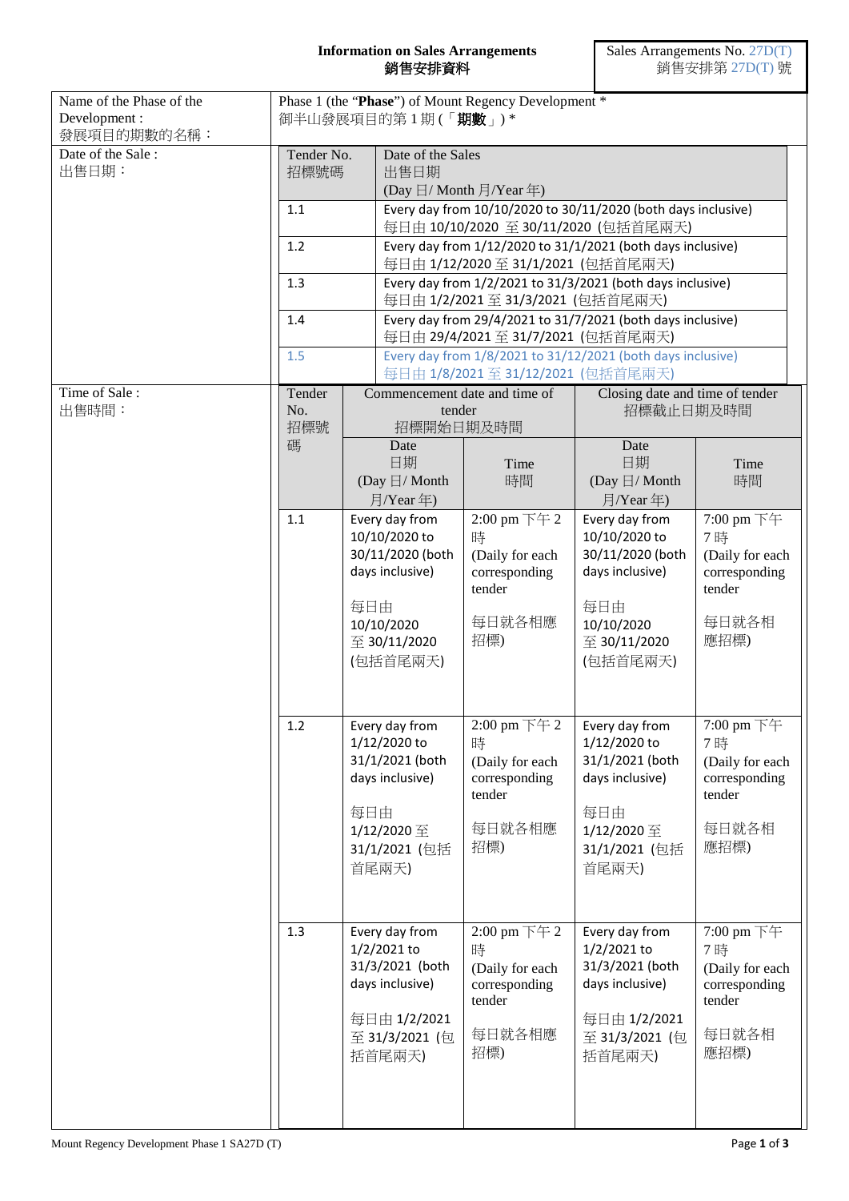**Information on Sales Arrangements**
**銷售安排資料**

Sales Arrangements No. 27D(T)
銷售安排第 27D(T) 號

| Name of the Phase of the Development :<br>發展項目的期數的名稱： | Phase 1 (the "**Phase**") of Mount Regency Development *<br>御半山發展項目的第 1 期 (「**期數**」) * |
|---|---|

**Date of the Sale :**
**出售日期：**

| Tender No.<br>招標號碼 | Date of the Sales<br>出售日期<br>(Day 日/ Month 月/Year 年) |
|---|---|
| 1.1 | Every day from 10/10/2020 to 30/11/2020 (both days inclusive)<br>每日由 10/10/2020 至 30/11/2020 (包括首尾兩天) |
| 1.2 | Every day from 1/12/2020 to 31/1/2021 (both days inclusive)<br>每日由 1/12/2020 至 31/1/2021 (包括首尾兩天) |
| 1.3 | Every day from 1/2/2021 to 31/3/2021 (both days inclusive)<br>每日由 1/2/2021 至 31/3/2021 (包括首尾兩天) |
| 1.4 | Every day from 29/4/2021 to 31/7/2021 (both days inclusive)<br>每日由 29/4/2021 至 31/7/2021 (包括首尾兩天) |
| 1.5 | Every day from 1/8/2021 to 31/12/2021 (both days inclusive)<br>每日由 1/8/2021 至 31/12/2021 (包括首尾兩天) |

**Time of Sale :**
**出售時間：**

| Tender No.<br>招標號碼 | Commencement date and time of tender<br>招標開始日期及時間 | | Closing date and time of tender<br>招標截止日期及時間 | |
|---|---|---|---|---|
| | Date<br>日期<br>(Day 日/ Month 月/Year 年) | Time<br>時間 | Date<br>日期<br>(Day 日/ Month 月/Year 年) | Time<br>時間 |
| 1.1 | Every day from 10/10/2020 to 30/11/2020 (both days inclusive)<br>每日由 10/10/2020 至 30/11/2020 (包括首尾兩天) | 2:00 pm 下午 2 時<br>(Daily for each corresponding tender<br>每日就各相應招標) | Every day from 10/10/2020 to 30/11/2020 (both days inclusive)<br>每日由 10/10/2020 至 30/11/2020 (包括首尾兩天) | 7:00 pm 下午 7 時<br>(Daily for each corresponding tender<br>每日就各相應招標) |
| 1.2 | Every day from 1/12/2020 to 31/1/2021 (both days inclusive)<br>每日由 1/12/2020 至 31/1/2021 (包括首尾兩天) | 2:00 pm 下午 2 時<br>(Daily for each corresponding tender<br>每日就各相應招標) | Every day from 1/12/2020 to 31/1/2021 (both days inclusive)<br>每日由 1/12/2020 至 31/1/2021 (包括首尾兩天) | 7:00 pm 下午 7 時<br>(Daily for each corresponding tender<br>每日就各相應招標) |
| 1.3 | Every day from 1/2/2021 to 31/3/2021 (both days inclusive)<br>每日由 1/2/2021 至 31/3/2021 (包括首尾兩天) | 2:00 pm 下午 2 時<br>(Daily for each corresponding tender<br>每日就各相應招標) | Every day from 1/2/2021 to 31/3/2021 (both days inclusive)<br>每日由 1/2/2021 至 31/3/2021 (包括首尾兩天) | 7:00 pm 下午 7 時<br>(Daily for each corresponding tender<br>每日就各相應招標) |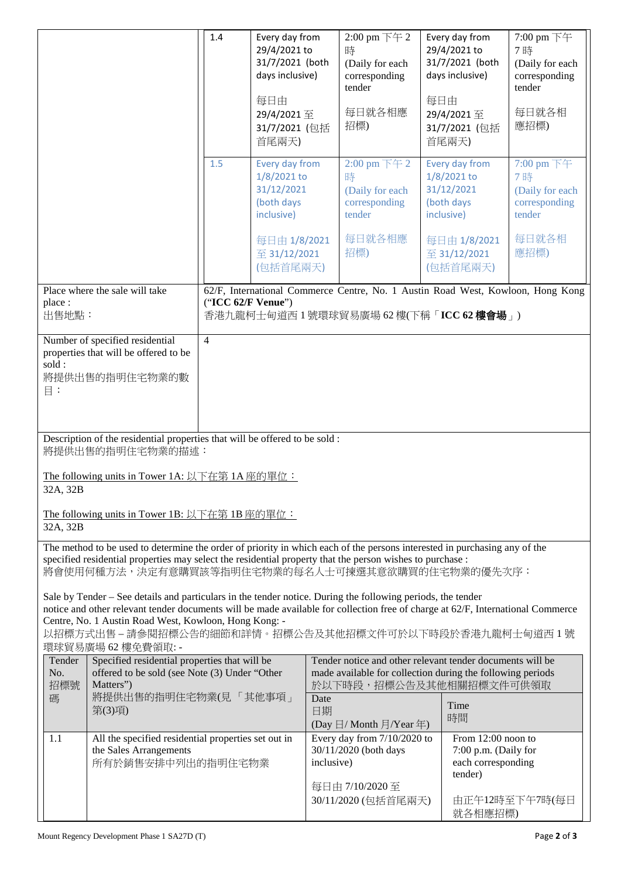| | | | | | |
|---|---|---|---|---|---|
| | 1.4 | Every day from 29/4/2021 to 31/7/2021 (both days inclusive)<br><br>每日由 29/4/2021 至 31/7/2021 (包括首尾兩天) | 2:00 pm 下午 2 時 (Daily for each corresponding tender<br><br>每日就各相應招標) | Every day from 29/4/2021 to 31/7/2021 (both days inclusive)<br><br>每日由 29/4/2021 至 31/7/2021 (包括首尾兩天) | 7:00 pm 下午 7 時 (Daily for each corresponding tender<br><br>每日就各相應招標) |
| | 1.5 | Every day from 1/8/2021 to 31/12/2021 (both days inclusive)<br><br>每日由 1/8/2021 至 31/12/2021 (包括首尾兩天) | 2:00 pm 下午 2 時 (Daily for each corresponding tender<br><br>每日就各相應招標) | Every day from 1/8/2021 to 31/12/2021 (both days inclusive)<br><br>每日由 1/8/2021 至 31/12/2021 (包括首尾兩天) | 7:00 pm 下午 7 時 (Daily for each corresponding tender<br><br>每日就各相應招標) |

| | |
|---|---|
| Place where the sale will take place :<br>出售地點： | 62/F, International Commerce Centre, No. 1 Austin Road West, Kowloon, Hong Kong (“**ICC 62/F Venue**”)<br>香港九龍柯士甸道西 1 號環球貿易廣場 62 樓(下稱「**ICC 62 樓會場**」) |
| Number of specified residential properties that will be offered to be sold :<br>將提供出售的指明住宅物業的數目： | 4 |

Description of the residential properties that will be offered to be sold :
將提供出售的指明住宅物業的描述：

The following units in Tower 1A: 以下在第 1A 座的單位：
32A, 32B

The following units in Tower 1B: 以下在第 1B 座的單位：
32A, 32B

The method to be used to determine the order of priority in which each of the persons interested in purchasing any of the specified residential properties may select the residential property that the person wishes to purchase :
將會使用何種方法，決定有意購買該等指明住宅物業的每名人士可揀選其意欲購買的住宅物業的優先次序：

Sale by Tender – See details and particulars in the tender notice. During the following periods, the tender notice and other relevant tender documents will be made available for collection free of charge at 62/F, International Commerce Centre, No. 1 Austin Road West, Kowloon, Hong Kong: -
以招標方式出售 – 請參閱招標公告的細節和詳情。招標公告及其他招標文件可於以下時段於香港九龍柯士甸道西 1 號環球貿易廣場 62 樓免費領取: -

| Tender No. 招標號碼 | Specified residential properties that will be offered to be sold (see Note (3) Under “Other Matters”) 將提供出售的指明住宅物業(見「其他事項」第(3)項) | Tender notice and other relevant tender documents will be made available for collection during the following periods 於以下時段，招標公告及其他相關招標文件可供領取 | |
|---|---|---|---|
| | | Date 日期 (Day 日/ Month 月/Year 年) | Time 時間 |
| 1.1 | All the specified residential properties set out in the Sales Arrangements<br>所有於銷售安排中列出的指明住宅物業 | Every day from 7/10/2020 to 30/11/2020 (both days inclusive)<br><br>每日由 7/10/2020 至 30/11/2020 (包括首尾兩天) | From 12:00 noon to 7:00 p.m. (Daily for each corresponding tender)<br><br>由正午12時至下午7時(每日就各相應招標) |

Mount Regency Development Phase 1 SA27D (T)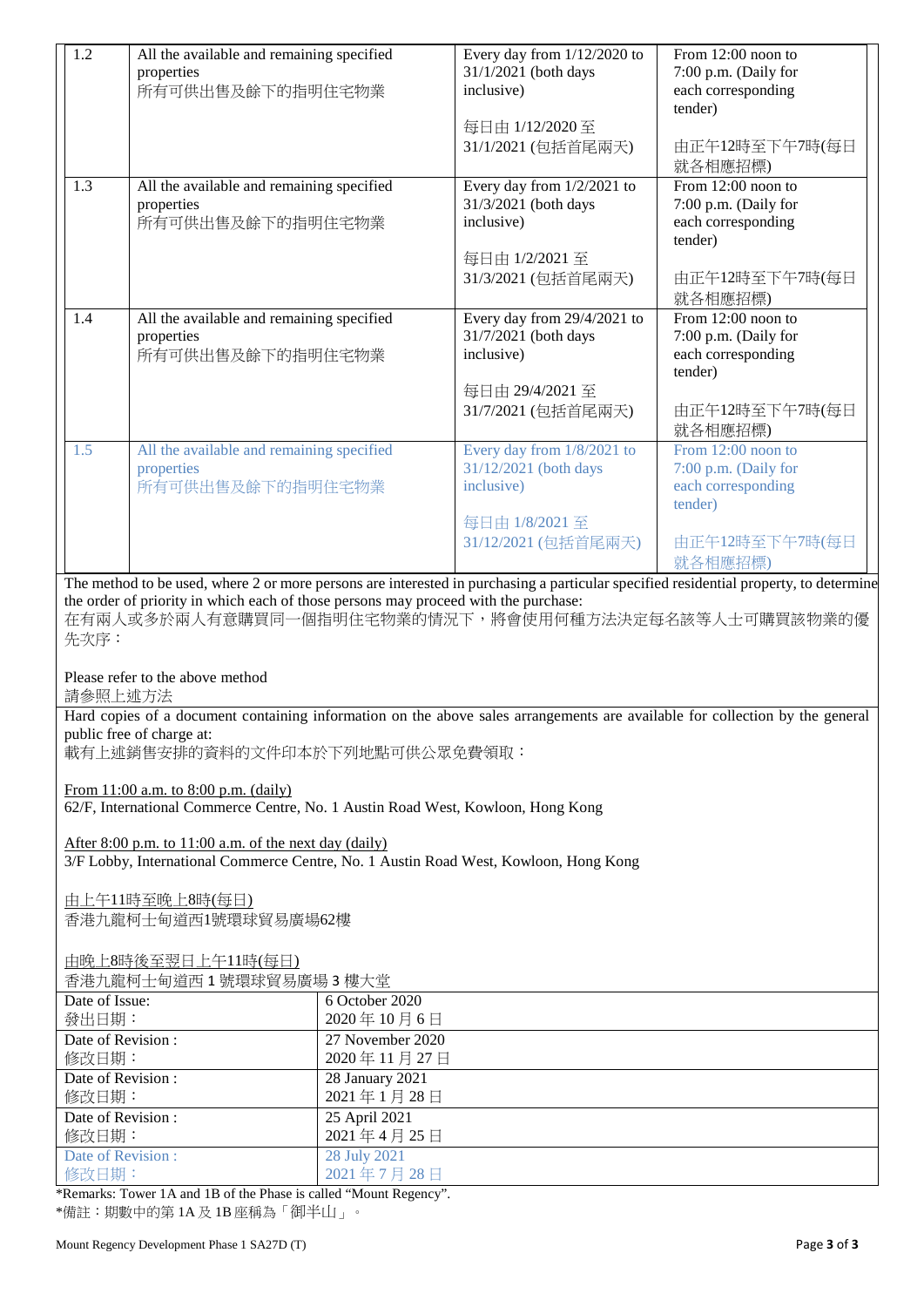| | | | |
|---|---|---|---|
| 1.2 | All the available and remaining specified properties<br>所有可供出售及餘下的指明住宅物業 | Every day from 1/12/2020 to 31/1/2021 (both days inclusive)<br><br>每日由 1/12/2020 至 31/1/2021 (包括首尾兩天) | From 12:00 noon to 7:00 p.m. (Daily for each corresponding tender)<br><br>由正午12時至下午7時(每日就各相應招標) |
| 1.3 | All the available and remaining specified properties<br>所有可供出售及餘下的指明住宅物業 | Every day from 1/2/2021 to 31/3/2021 (both days inclusive)<br><br>每日由 1/2/2021 至 31/3/2021 (包括首尾兩天) | From 12:00 noon to 7:00 p.m. (Daily for each corresponding tender)<br><br>由正午12時至下午7時(每日就各相應招標) |
| 1.4 | All the available and remaining specified properties<br>所有可供出售及餘下的指明住宅物業 | Every day from 29/4/2021 to 31/7/2021 (both days inclusive)<br><br>每日由 29/4/2021 至 31/7/2021 (包括首尾兩天) | From 12:00 noon to 7:00 p.m. (Daily for each corresponding tender)<br><br>由正午12時至下午7時(每日就各相應招標) |
| 1.5 | All the available and remaining specified properties<br>所有可供出售及餘下的指明住宅物業 | Every day from 1/8/2021 to 31/12/2021 (both days inclusive)<br><br>每日由 1/8/2021 至 31/12/2021 (包括首尾兩天) | From 12:00 noon to 7:00 p.m. (Daily for each corresponding tender)<br><br>由正午12時至下午7時(每日就各相應招標) |

The method to be used, where 2 or more persons are interested in purchasing a particular specified residential property, to determine the order of priority in which each of those persons may proceed with the purchase:
在有兩人或多於兩人有意購買同一個指明住宅物業的情況下，將會使用何種方法決定每名該等人士可購買該物業的優先次序：

Please refer to the above method
請參照上述方法

Hard copies of a document containing information on the above sales arrangements are available for collection by the general public free of charge at:
載有上述銷售安排的資料的文件印本於下列地點可供公眾免費領取：

From 11:00 a.m. to 8:00 p.m. (daily)
62/F, International Commerce Centre, No. 1 Austin Road West, Kowloon, Hong Kong

After 8:00 p.m. to 11:00 a.m. of the next day (daily)
3/F Lobby, International Commerce Centre, No. 1 Austin Road West, Kowloon, Hong Kong

由上午11時至晚上8時(每日)
香港九龍柯士甸道西1號環球貿易廣場62樓

由晚上8時後至翌日上午11時(每日)
香港九龍柯士甸道西 1 號環球貿易廣場 3 樓大堂

| | |
|---|---|
| Date of Issue:<br>發出日期： | 6 October 2020<br>2020 年 10 月 6 日 |
| Date of Revision :<br>修改日期： | 27 November 2020<br>2020 年 11 月 27 日 |
| Date of Revision :<br>修改日期： | 28 January 2021<br>2021 年 1 月 28 日 |
| Date of Revision :<br>修改日期： | 25 April 2021<br>2021 年 4 月 25 日 |
| Date of Revision :<br>修改日期： | 28 July 2021<br>2021 年 7 月 28 日 |

*Remarks: Tower 1A and 1B of the Phase is called "Mount Regency".
*備註：期數中的第 1A 及 1B 座稱為「御半山」。

Mount Regency Development Phase 1 SA27D (T)